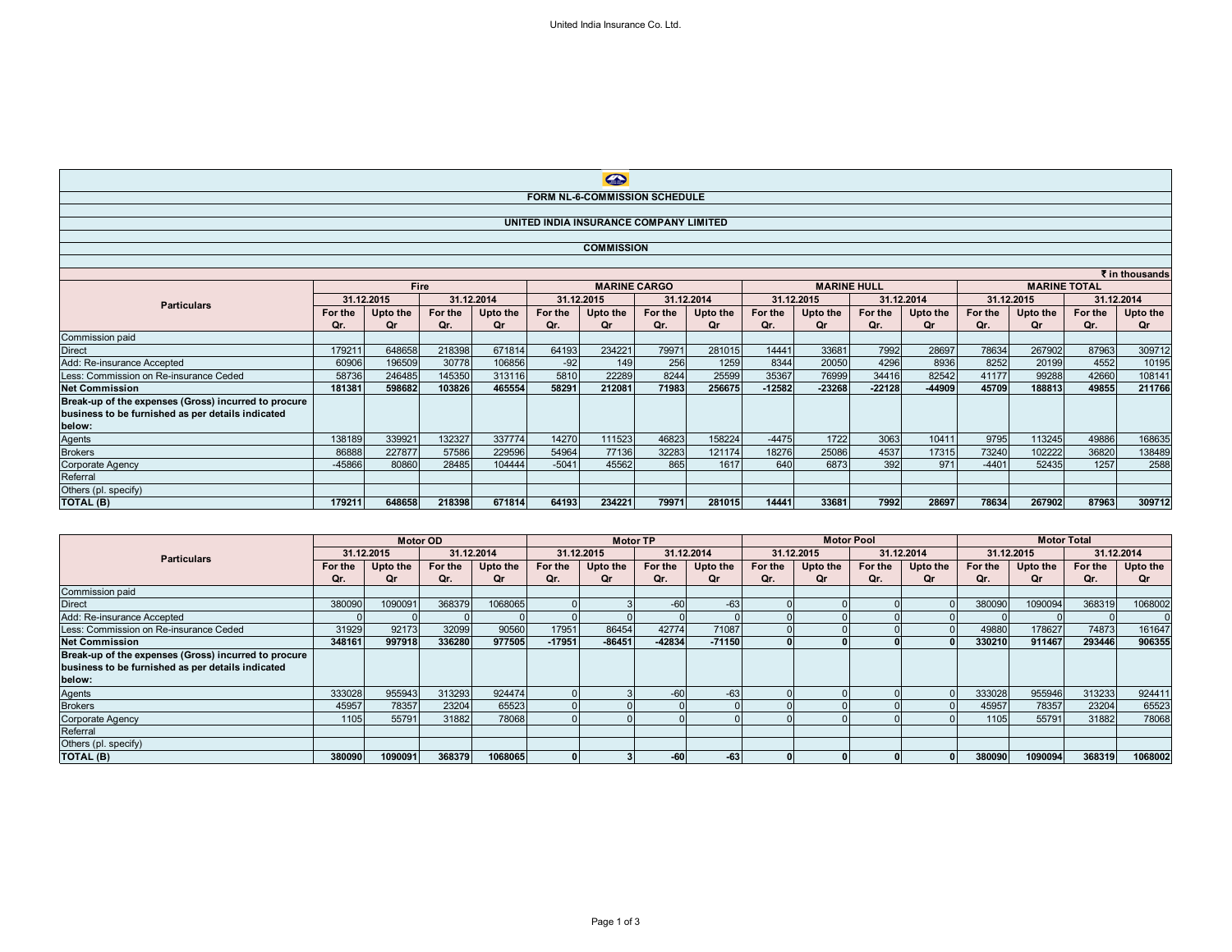# FORM NL-6-COMMISSION SCHEDULE

## UNITED INDIA INSURANCE COMPANY LIMITED

### COMMISSION

₹ in thousands

| Particulars | Fire | | | | MARINE CARGO | | | | MARINE HULL | | | | MARINE TOTAL | | | |
|---|---|---|---|---|---|---|---|---|---|---|---|---|---|---|---|---|
| | 31.12.2015 | | 31.12.2014 | | 31.12.2015 | | 31.12.2014 | | 31.12.2015 | | 31.12.2014 | | 31.12.2015 | | 31.12.2014 | |
| | For the Qr. | Upto the Qr | For the Qr. | Upto the Qr | For the Qr. | Upto the Qr | For the Qr. | Upto the Qr | For the Qr. | Upto the Qr | For the Qr. | Upto the Qr | For the Qr. | Upto the Qr | For the Qr. | Upto the Qr |
| Commission paid | | | | | | | | | | | | | | | | |
| Direct | 179211 | 648658 | 218398 | 671814 | 64193 | 234221 | 79971 | 281015 | 14441 | 33681 | 7992 | 28697 | 78634 | 267902 | 87963 | 309712 |
| Add: Re-insurance Accepted | 60906 | 196509 | 30778 | 106856 | -92 | 149 | 256 | 1259 | 8344 | 20050 | 4296 | 8936 | 8252 | 20199 | 4552 | 10195 |
| Less: Commission on Re-insurance Ceded | 58736 | 246485 | 145350 | 313116 | 5810 | 22289 | 8244 | 25599 | 35367 | 76999 | 34416 | 82542 | 41177 | 99288 | 42660 | 108141 |
| **Net Commission** | **181381** | **598682** | **103826** | **465554** | **58291** | **212081** | **71983** | **256675** | **-12582** | **-23268** | **-22128** | **-44909** | **45709** | **188813** | **49855** | **211766** |
| **Break-up of the expenses (Gross) incurred to procure business to be furnished as per details indicated below:** | | | | | | | | | | | | | | | | |
| Agents | 138189 | 339921 | 132327 | 337774 | 14270 | 111523 | 46823 | 158224 | -4475 | 1722 | 3063 | 10411 | 9795 | 113245 | 49886 | 168635 |
| Brokers | 86888 | 227877 | 57586 | 229596 | 54964 | 77136 | 32283 | 121174 | 18276 | 25086 | 4537 | 17315 | 73240 | 102222 | 36820 | 138489 |
| Corporate Agency | -45866 | 80860 | 28485 | 104444 | -5041 | 45562 | 865 | 1617 | 640 | 6873 | 392 | 971 | -4401 | 52435 | 1257 | 2588 |
| Referral | | | | | | | | | | | | | | | | |
| Others (pl. specify) | | | | | | | | | | | | | | | | |
| **TOTAL (B)** | **179211** | **648658** | **218398** | **671814** | **64193** | **234221** | **79971** | **281015** | **14441** | **33681** | **7992** | **28697** | **78634** | **267902** | **87963** | **309712** |

| Particulars | Motor OD | | | | Motor TP | | | | Motor Pool | | | | Motor Total | | | |
|---|---|---|---|---|---|---|---|---|---|---|---|---|---|---|---|---|
| | 31.12.2015 | | 31.12.2014 | | 31.12.2015 | | 31.12.2014 | | 31.12.2015 | | 31.12.2014 | | 31.12.2015 | | 31.12.2014 | |
| | For the Qr. | Upto the Qr | For the Qr. | Upto the Qr | For the Qr. | Upto the Qr | For the Qr. | Upto the Qr | For the Qr. | Upto the Qr | For the Qr. | Upto the Qr | For the Qr. | Upto the Qr | For the Qr. | Upto the Qr |
| Commission paid | | | | | | | | | | | | | | | | |
| Direct | 380090 | 1090091 | 368379 | 1068065 | 0 | 3 | -60 | -63 | 0 | 0 | 0 | 0 | 380090 | 1090094 | 368319 | 1068002 |
| Add: Re-insurance Accepted | 0 | 0 | 0 | 0 | 0 | 0 | 0 | 0 | 0 | 0 | 0 | 0 | 0 | 0 | 0 | 0 |
| Less: Commission on Re-insurance Ceded | 31929 | 92173 | 32099 | 90560 | 17951 | 86454 | 42774 | 71087 | 0 | 0 | 0 | 0 | 49880 | 178627 | 74873 | 161647 |
| **Net Commission** | **348161** | **997918** | **336280** | **977505** | **-17951** | **-86451** | **-42834** | **-71150** | **0** | **0** | **0** | **0** | **330210** | **911467** | **293446** | **906355** |
| **Break-up of the expenses (Gross) incurred to procure business to be furnished as per details indicated below:** | | | | | | | | | | | | | | | | |
| Agents | 333028 | 955943 | 313293 | 924474 | 0 | 3 | -60 | -63 | 0 | 0 | 0 | 0 | 333028 | 955946 | 313233 | 924411 |
| Brokers | 45957 | 78357 | 23204 | 65523 | 0 | 0 | 0 | 0 | 0 | 0 | 0 | 0 | 45957 | 78357 | 23204 | 65523 |
| Corporate Agency | 1105 | 55791 | 31882 | 78068 | 0 | 0 | 0 | 0 | 0 | 0 | 0 | 0 | 1105 | 55791 | 31882 | 78068 |
| Referral | | | | | | | | | | | | | | | | |
| Others (pl. specify) | | | | | | | | | | | | | | | | |
| **TOTAL (B)** | **380090** | **1090091** | **368379** | **1068065** | **0** | **3** | **-60** | **-63** | **0** | **0** | **0** | **0** | **380090** | **1090094** | **368319** | **1068002** |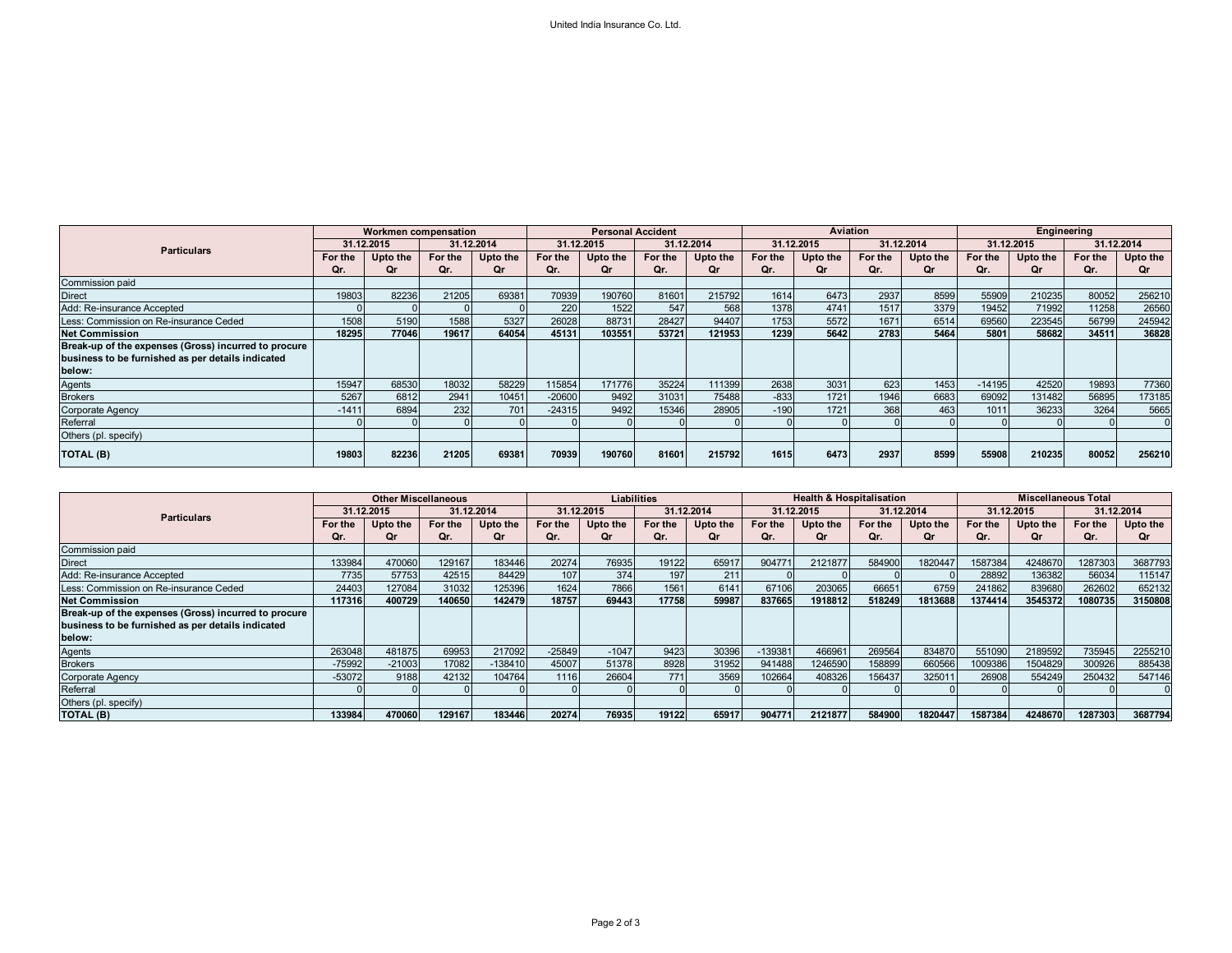| Particulars | Workmen compensation | | | | Personal Accident | | | | Aviation | | | | Engineering | | | |
|---|---|---|---|---|---|---|---|---|---|---|---|---|---|---|---|---|
| | 31.12.2015 | | 31.12.2014 | | 31.12.2015 | | 31.12.2014 | | 31.12.2015 | | 31.12.2014 | | 31.12.2015 | | 31.12.2014 | |
| | For the Qr. | Upto the Qr | For the Qr. | Upto the Qr | For the Qr. | Upto the Qr | For the Qr. | Upto the Qr | For the Qr. | Upto the Qr | For the Qr. | Upto the Qr | For the Qr. | Upto the Qr | For the Qr. | Upto the Qr |
| Commission paid | | | | | | | | | | | | | | | | |
| Direct | 19803 | 82236 | 21205 | 69381 | 70939 | 190760 | 81601 | 215792 | 1614 | 6473 | 2937 | 8599 | 55909 | 210235 | 80052 | 256210 |
| Add: Re-insurance Accepted | 0 | 0 | 0 | 0 | 220 | 1522 | 547 | 568 | 1378 | 4741 | 1517 | 3379 | 19452 | 71992 | 11258 | 26560 |
| Less: Commission on Re-insurance Ceded | 1508 | 5190 | 1588 | 5327 | 26028 | 88731 | 28427 | 94407 | 1753 | 5572 | 1671 | 6514 | 69560 | 223545 | 56799 | 245942 |
| **Net Commission** | **18295** | **77046** | **19617** | **64054** | **45131** | **103551** | **53721** | **121953** | **1239** | **5642** | **2783** | **5464** | **5801** | **58682** | **34511** | **36828** |
| **Break-up of the expenses (Gross) incurred to procure business to be furnished as per details indicated below:** | | | | | | | | | | | | | | | | |
| Agents | 15947 | 68530 | 18032 | 58229 | 115854 | 171776 | 35224 | 111399 | 2638 | 3031 | 623 | 1453 | -14195 | 42520 | 19893 | 77360 |
| Brokers | 5267 | 6812 | 2941 | 10451 | -20600 | 9492 | 31031 | 75488 | -833 | 1721 | 1946 | 6683 | 69092 | 131482 | 56895 | 173185 |
| Corporate Agency | -1411 | 6894 | 232 | 701 | -24315 | 9492 | 15346 | 28905 | -190 | 1721 | 368 | 463 | 1011 | 36233 | 3264 | 5665 |
| Referral | 0 | 0 | 0 | 0 | 0 | 0 | 0 | 0 | 0 | 0 | 0 | 0 | 0 | 0 | 0 | 0 |
| Others (pl. specify) | | | | | | | | | | | | | | | | |
| **TOTAL (B)** | **19803** | **82236** | **21205** | **69381** | **70939** | **190760** | **81601** | **215792** | **1615** | **6473** | **2937** | **8599** | **55908** | **210235** | **80052** | **256210** |

| Particulars | Other Miscellaneous | | | | Liabilities | | | | Health & Hospitalisation | | | | Miscellaneous Total | | | |
|---|---|---|---|---|---|---|---|---|---|---|---|---|---|---|---|---|
| | 31.12.2015 | | 31.12.2014 | | 31.12.2015 | | 31.12.2014 | | 31.12.2015 | | 31.12.2014 | | 31.12.2015 | | 31.12.2014 | |
| | For the Qr. | Upto the Qr | For the Qr. | Upto the Qr | For the Qr. | Upto the Qr | For the Qr. | Upto the Qr | For the Qr. | Upto the Qr | For the Qr. | Upto the Qr | For the Qr. | Upto the Qr | For the Qr. | Upto the Qr |
| Commission paid | | | | | | | | | | | | | | | | |
| Direct | 133984 | 470060 | 129167 | 183446 | 20274 | 76935 | 19122 | 65917 | 904771 | 2121877 | 584900 | 1820447 | 1587384 | 4248670 | 1287303 | 3687793 |
| Add: Re-insurance Accepted | 7735 | 57753 | 42515 | 84429 | 107 | 374 | 197 | 211 | 0 | 0 | 0 | 0 | 28892 | 136382 | 56034 | 115147 |
| Less: Commission on Re-insurance Ceded | 24403 | 127084 | 31032 | 125396 | 1624 | 7866 | 1561 | 6141 | 67106 | 203065 | 66651 | 6759 | 241862 | 839680 | 262602 | 652132 |
| **Net Commission** | **117316** | **400729** | **140650** | **142479** | **18757** | **69443** | **17758** | **59987** | **837665** | **1918812** | **518249** | **1813688** | **1374414** | **3545372** | **1080735** | **3150808** |
| **Break-up of the expenses (Gross) incurred to procure business to be furnished as per details indicated below:** | | | | | | | | | | | | | | | | |
| Agents | 263048 | 481875 | 69953 | 217092 | -25849 | -1047 | 9423 | 30396 | -139381 | 466961 | 269564 | 834870 | 551090 | 2189592 | 735945 | 2255210 |
| Brokers | -75992 | -21003 | 17082 | -138410 | 45007 | 51378 | 8928 | 31952 | 941488 | 1246590 | 158899 | 660566 | 1009386 | 1504829 | 300926 | 885438 |
| Corporate Agency | -53072 | 9188 | 42132 | 104764 | 1116 | 26604 | 771 | 3569 | 102664 | 408326 | 156437 | 325011 | 26908 | 554249 | 250432 | 547146 |
| Referral | 0 | 0 | 0 | 0 | 0 | 0 | 0 | 0 | 0 | 0 | 0 | 0 | 0 | 0 | 0 | 0 |
| Others (pl. specify) | | | | | | | | | | | | | | | | |
| **TOTAL (B)** | **133984** | **470060** | **129167** | **183446** | **20274** | **76935** | **19122** | **65917** | **904771** | **2121877** | **584900** | **1820447** | **1587384** | **4248670** | **1287303** | **3687794** |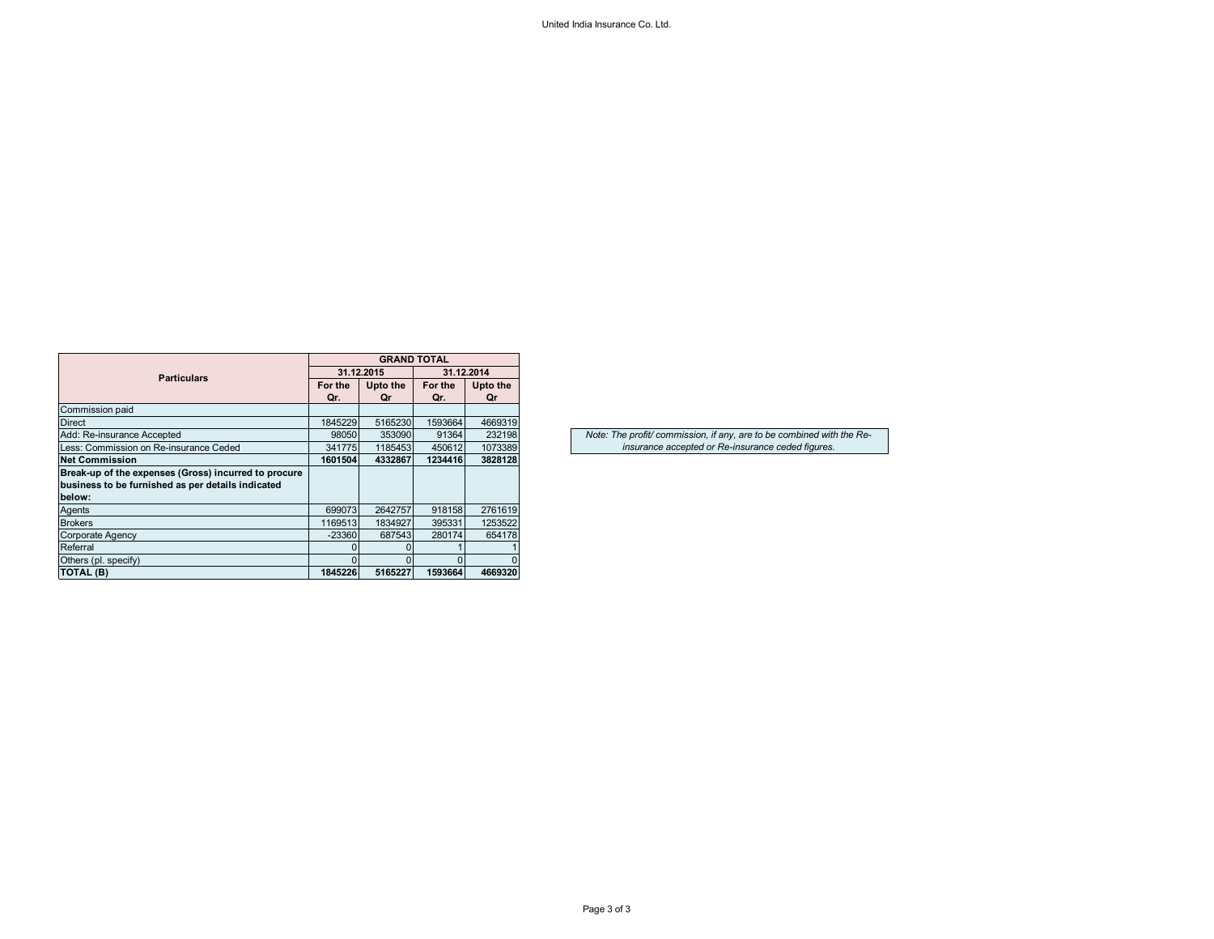| Particulars | GRAND TOTAL | | | |
|---|---|---|---|---|
| | 31.12.2015 | | 31.12.2014 | |
| | For the Qr. | Upto the Qr | For the Qr. | Upto the Qr |
| Commission paid | | | | |
| Direct | 1845229 | 5165230 | 1593664 | 4669319 |
| Add: Re-insurance Accepted | 98050 | 353090 | 91364 | 232198 |
| Less: Commission on Re-insurance Ceded | 341775 | 1185453 | 450612 | 1073389 |
| **Net Commission** | **1601504** | **4332867** | **1234416** | **3828128** |
| **Break-up of the expenses (Gross) incurred to procure business to be furnished as per details indicated below:** | | | | |
| Agents | 699073 | 2642757 | 918158 | 2761619 |
| Brokers | 1169513 | 1834927 | 395331 | 1253522 |
| Corporate Agency | -23360 | 687543 | 280174 | 654178 |
| Referral | 0 | 0 | 1 | 1 |
| Others (pl. specify) | 0 | 0 | 0 | 0 |
| **TOTAL (B)** | **1845226** | **5165227** | **1593664** | **4669320** |

*Note: The profit/ commission, if any, are to be combined with the Re-insurance accepted or Re-insurance ceded figures.*